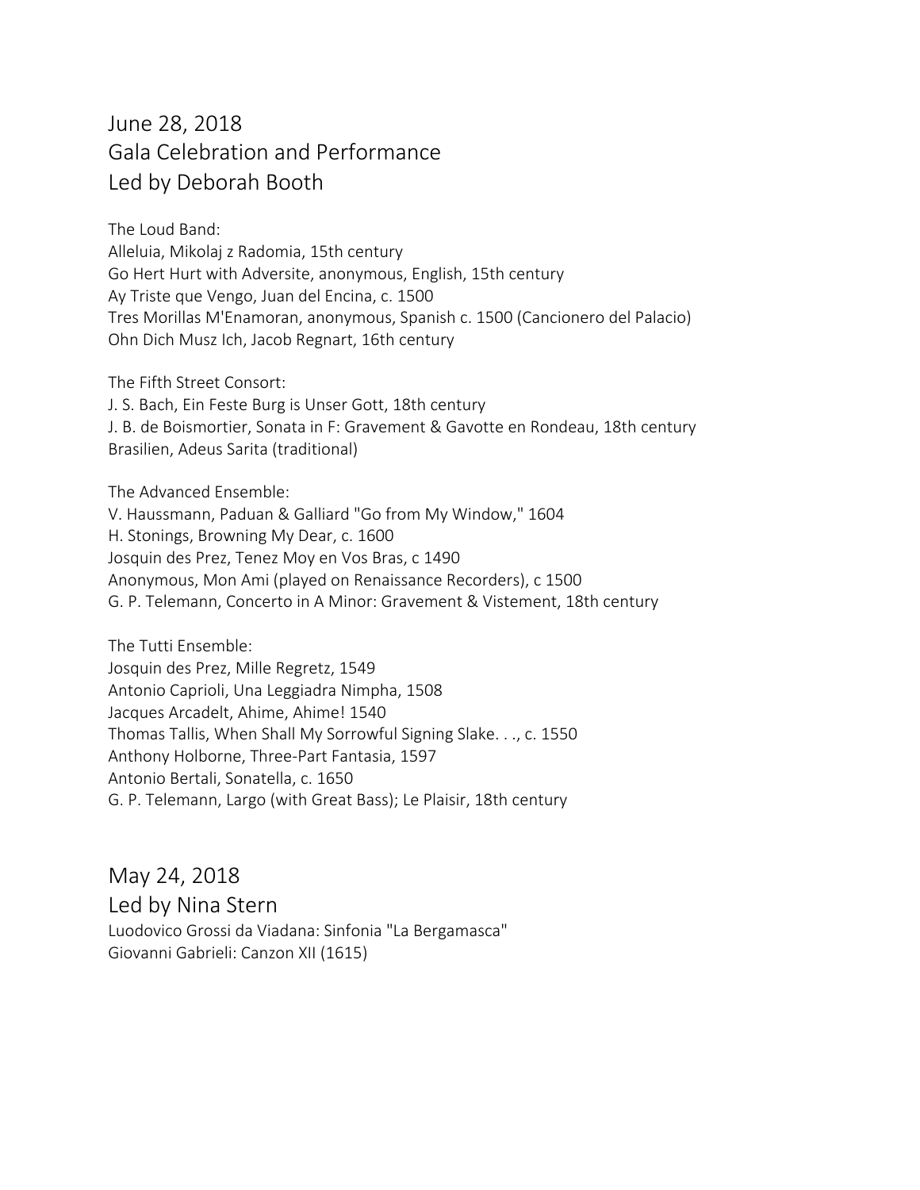## June 28, 2018
## Gala Celebration and Performance
## Led by Deborah Booth

The Loud Band:
Alleluia, Mikolaj z Radomia, 15th century
Go Hert Hurt with Adversite, anonymous, English, 15th century
Ay Triste que Vengo, Juan del Encina, c. 1500
Tres Morillas M'Enamoran, anonymous, Spanish c. 1500 (Cancionero del Palacio)
Ohn Dich Musz Ich, Jacob Regnart, 16th century

The Fifth Street Consort:
J. S. Bach, Ein Feste Burg is Unser Gott, 18th century
J. B. de Boismortier, Sonata in F: Gravement & Gavotte en Rondeau, 18th century
Brasilien, Adeus Sarita (traditional)

The Advanced Ensemble:
V. Haussmann, Paduan & Galliard "Go from My Window," 1604
H. Stonings, Browning My Dear, c. 1600
Josquin des Prez, Tenez Moy en Vos Bras, c 1490
Anonymous, Mon Ami (played on Renaissance Recorders), c 1500
G. P. Telemann, Concerto in A Minor: Gravement & Vistement, 18th century

The Tutti Ensemble:
Josquin des Prez, Mille Regretz, 1549
Antonio Caprioli, Una Leggiadra Nimpha, 1508
Jacques Arcadelt, Ahime, Ahime! 1540
Thomas Tallis, When Shall My Sorrowful Signing Slake. . ., c. 1550
Anthony Holborne, Three-Part Fantasia, 1597
Antonio Bertali, Sonatella, c. 1650
G. P. Telemann, Largo (with Great Bass); Le Plaisir, 18th century

## May 24, 2018
## Led by Nina Stern

Luodovico Grossi da Viadana: Sinfonia "La Bergamasca"
Giovanni Gabrieli: Canzon XII (1615)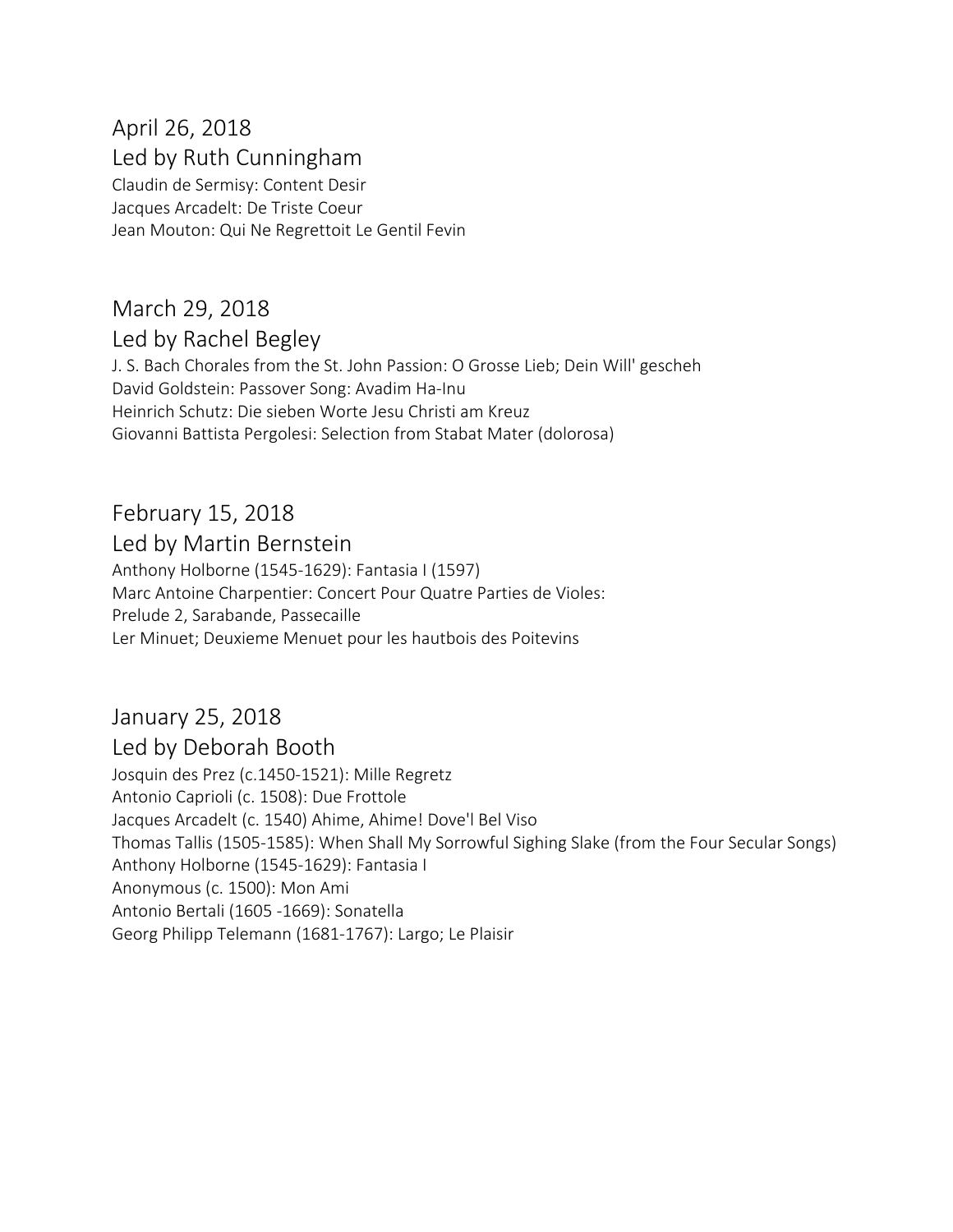## April 26, 2018
## Led by Ruth Cunningham

Claudin de Sermisy: Content Desir
Jacques Arcadelt: De Triste Coeur
Jean Mouton: Qui Ne Regrettoit Le Gentil Fevin

## March 29, 2018
## Led by Rachel Begley

J. S. Bach Chorales from the St. John Passion: O Grosse Lieb; Dein Will' gescheh
David Goldstein: Passover Song: Avadim Ha-Inu
Heinrich Schutz: Die sieben Worte Jesu Christi am Kreuz
Giovanni Battista Pergolesi: Selection from Stabat Mater (dolorosa)

## February 15, 2018
## Led by Martin Bernstein

Anthony Holborne (1545-1629): Fantasia I (1597)
Marc Antoine Charpentier: Concert Pour Quatre Parties de Violes:
Prelude 2, Sarabande, Passecaille
Ler Minuet; Deuxieme Menuet pour les hautbois des Poitevins

## January 25, 2018
## Led by Deborah Booth

Josquin des Prez (c.1450-1521): Mille Regretz
Antonio Caprioli (c. 1508): Due Frottole
Jacques Arcadelt (c. 1540) Ahime, Ahime! Dove'l Bel Viso
Thomas Tallis (1505-1585): When Shall My Sorrowful Sighing Slake (from the Four Secular Songs)
Anthony Holborne (1545-1629): Fantasia I
Anonymous (c. 1500): Mon Ami
Antonio Bertali (1605 -1669): Sonatella
Georg Philipp Telemann (1681-1767): Largo; Le Plaisir